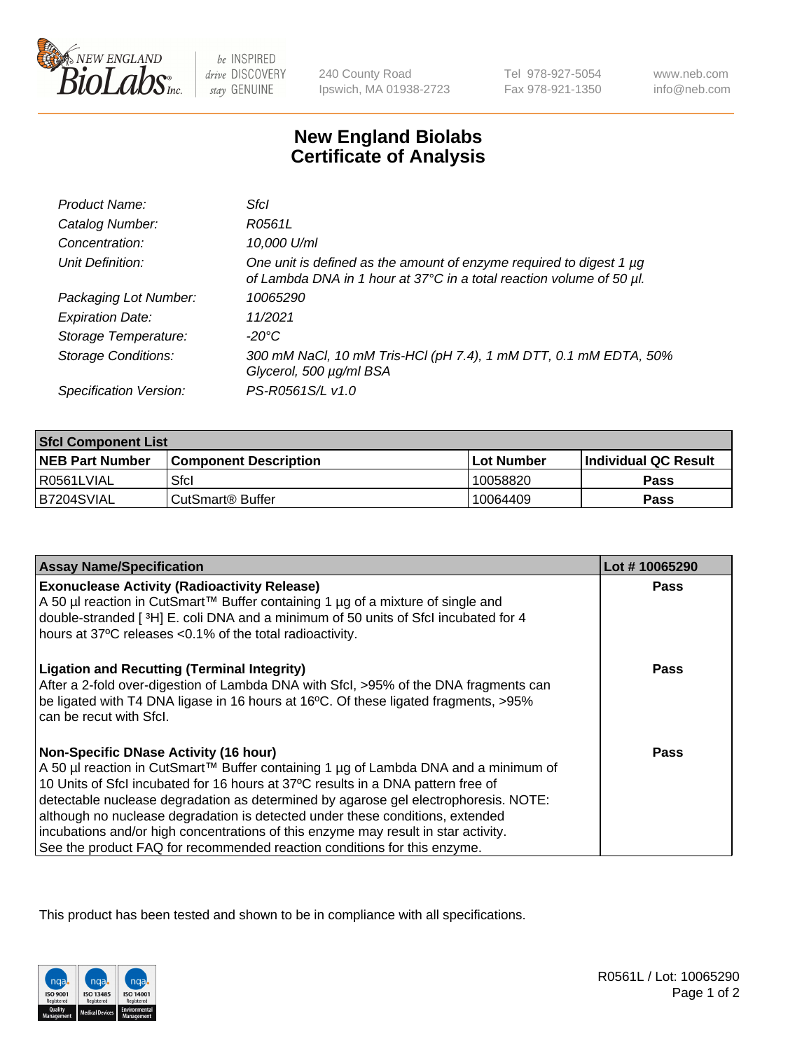New England BioLabs Inc. — be INSPIRED drive DISCOVERY stay GENUINE

240 County Road
Ipswich, MA 01938-2723

Tel 978-927-5054
Fax 978-921-1350

www.neb.com
info@neb.com

# New England Biolabs Certificate of Analysis

| | |
|---|---|
| *Product Name:* | *SfcI* |
| *Catalog Number:* | *R0561L* |
| *Concentration:* | *10,000 U/ml* |
| *Unit Definition:* | *One unit is defined as the amount of enzyme required to digest 1 µg of Lambda DNA in 1 hour at 37°C in a total reaction volume of 50 µl.* |
| *Packaging Lot Number:* | *10065290* |
| *Expiration Date:* | *11/2021* |
| *Storage Temperature:* | *-20°C* |
| *Storage Conditions:* | *300 mM NaCl, 10 mM Tris-HCl (pH 7.4), 1 mM DTT, 0.1 mM EDTA, 50% Glycerol, 500 µg/ml BSA* |
| *Specification Version:* | *PS-R0561S/L v1.0* |

| **SfcI Component List** | | | |
|---|---|---|---|
| **NEB Part Number** | **Component Description** | **Lot Number** | **Individual QC Result** |
| R0561LVIAL | SfcI | 10058820 | **Pass** |
| B7204SVIAL | CutSmart® Buffer | 10064409 | **Pass** |

| **Assay Name/Specification** | **Lot # 10065290** |
|---|---|
| **Exonuclease Activity (Radioactivity Release)** A 50 µl reaction in CutSmart™ Buffer containing 1 µg of a mixture of single and double-stranded [ $^3$H] E. coli DNA and a minimum of 50 units of SfcI incubated for 4 hours at 37ºC releases <0.1% of the total radioactivity. | **Pass** |
| **Ligation and Recutting (Terminal Integrity)** After a 2-fold over-digestion of Lambda DNA with SfcI, >95% of the DNA fragments can be ligated with T4 DNA ligase in 16 hours at 16ºC. Of these ligated fragments, >95% can be recut with SfcI. | **Pass** |
| **Non-Specific DNase Activity (16 hour)** A 50 µl reaction in CutSmart™ Buffer containing 1 µg of Lambda DNA and a minimum of 10 Units of SfcI incubated for 16 hours at 37ºC results in a DNA pattern free of detectable nuclease degradation as determined by agarose gel electrophoresis. NOTE: although no nuclease degradation is detected under these conditions, extended incubations and/or high concentrations of this enzyme may result in star activity. See the product FAQ for recommended reaction conditions for this enzyme. | **Pass** |

This product has been tested and shown to be in compliance with all specifications.

R0561L / Lot: 10065290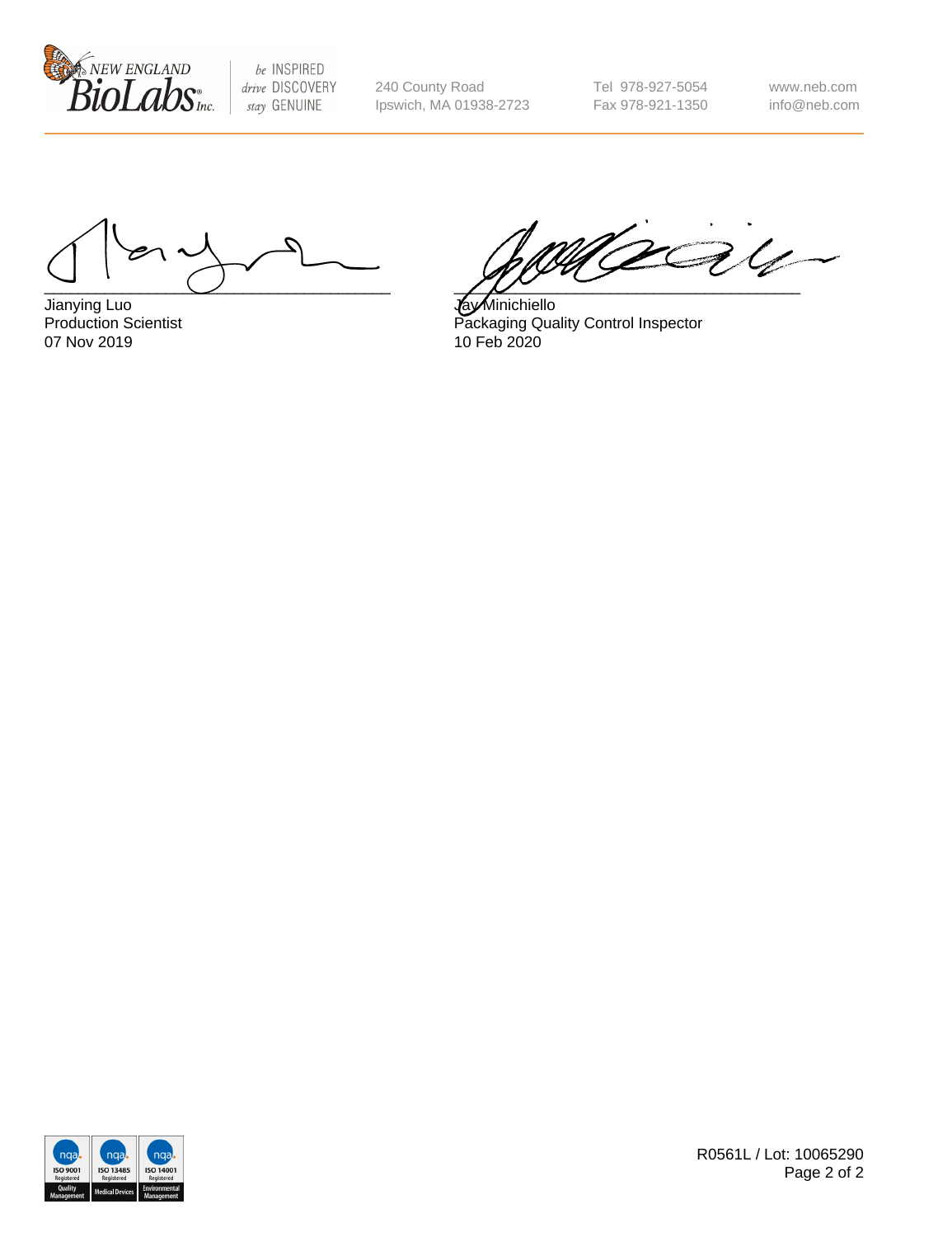Jianying Luo
Production Scientist
07 Nov 2019

Jay Minichiello
Packaging Quality Control Inspector
10 Feb 2020

R0561L / Lot: 10065290